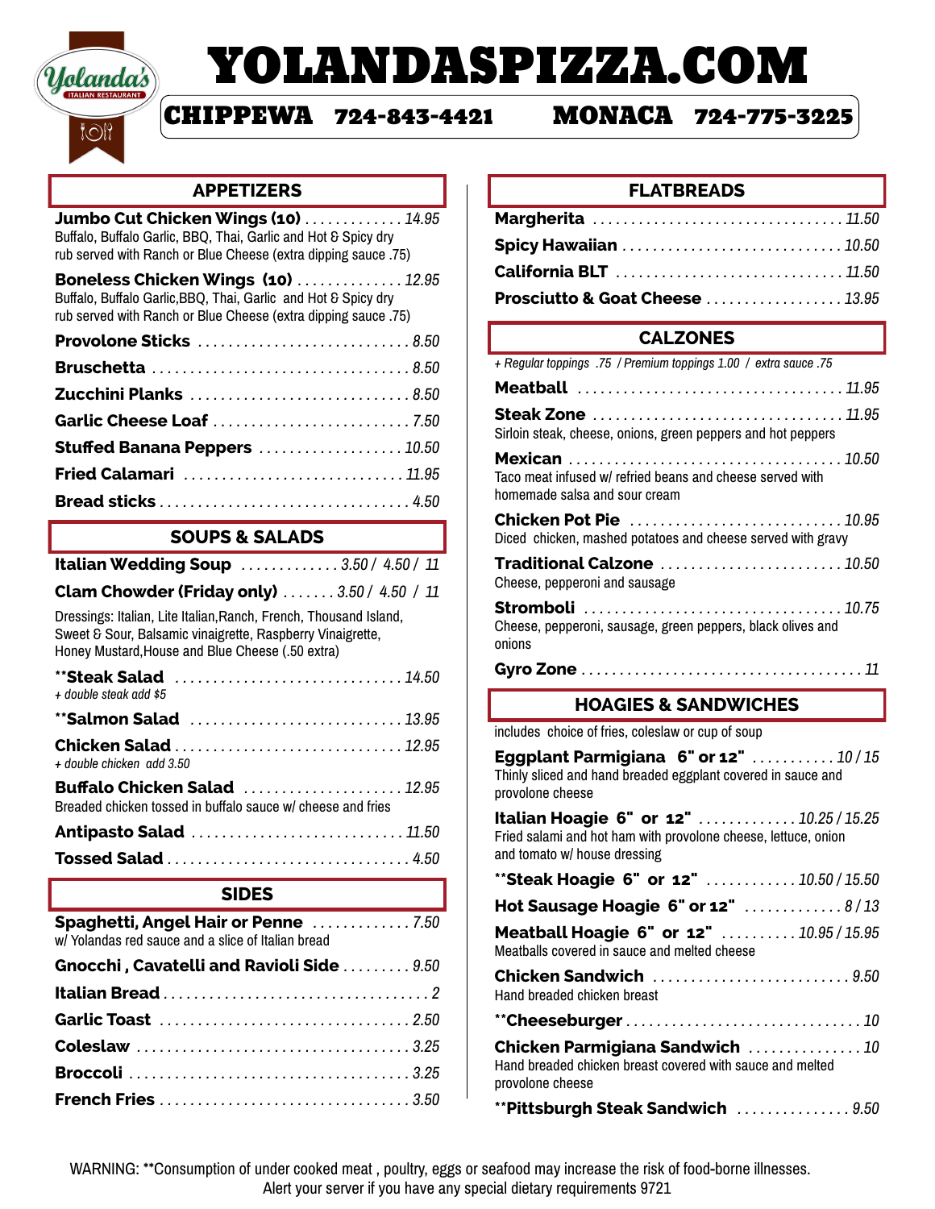# YOLANDASPIZZA.COM

Yolanda's Italian Restaurant

**CHIPPEWA** 724-843-4421 **MONACA** 724-775-3225

## APPETIZERS

**Jumbo Cut Chicken Wings (10)** ... 14.95
Buffalo, Buffalo Garlic, BBQ, Thai, Garlic and Hot & Spicy dry rub served with Ranch or Blue Cheese (extra dipping sauce .75)

**Boneless Chicken Wings (10)** ... 12.95
Buffalo, Buffalo Garlic,BBQ, Thai, Garlic and Hot & Spicy dry rub served with Ranch or Blue Cheese (extra dipping sauce .75)

**Provolone Sticks** ... 8.50

**Bruschetta** ... 8.50

**Zucchini Planks** ... 8.50

**Garlic Cheese Loaf** ... 7.50

**Stuffed Banana Peppers** ... 10.50

**Fried Calamari** ... 11.95

**Bread sticks** ... 4.50

## SOUPS & SALADS

**Italian Wedding Soup** ... 3.50 / 4.50 / 11

**Clam Chowder (Friday only)** ... 3.50 / 4.50 / 11

Dressings: Italian, Lite Italian,Ranch, French, Thousand Island, Sweet & Sour, Balsamic vinaigrette, Raspberry Vinaigrette, Honey Mustard,House and Blue Cheese (.50 extra)

**\*\*Steak Salad** ... 14.50
*+ double steak add $5*

**\*\*Salmon Salad** ... 13.95

**Chicken Salad** ... 12.95
*+ double chicken add 3.50*

**Buffalo Chicken Salad** ... 12.95
Breaded chicken tossed in buffalo sauce w/ cheese and fries

**Antipasto Salad** ... 11.50

**Tossed Salad** ... 4.50

## SIDES

**Spaghetti, Angel Hair or Penne** ... 7.50
w/ Yolandas red sauce and a slice of Italian bread

**Gnocchi , Cavatelli and Ravioli Side** ... 9.50

**Italian Bread** ... 2

**Garlic Toast** ... 2.50

**Coleslaw** ... 3.25

**Broccoli** ... 3.25

**French Fries** ... 3.50

## FLATBREADS

**Margherita** ... 11.50

**Spicy Hawaiian** ... 10.50

**California BLT** ... 11.50

**Prosciutto & Goat Cheese** ... 13.95

## CALZONES

*+ Regular toppings .75 / Premium toppings 1.00 / extra sauce .75*

**Meatball** ... 11.95

**Steak Zone** ... 11.95
Sirloin steak, cheese, onions, green peppers and hot peppers

**Mexican** ... 10.50
Taco meat infused w/ refried beans and cheese served with homemade salsa and sour cream

**Chicken Pot Pie** ... 10.95
Diced chicken, mashed potatoes and cheese served with gravy

**Traditional Calzone** ... 10.50
Cheese, pepperoni and sausage

**Stromboli** ... 10.75
Cheese, pepperoni, sausage, green peppers, black olives and onions

**Gyro Zone** ... 11

## HOAGIES & SANDWICHES

includes choice of fries, coleslaw or cup of soup

**Eggplant Parmigiana 6" or 12"** ... 10 / 15
Thinly sliced and hand breaded eggplant covered in sauce and provolone cheese

**Italian Hoagie 6" or 12"** ... 10.25 / 15.25
Fried salami and hot ham with provolone cheese, lettuce, onion and tomato w/ house dressing

**\*\*Steak Hoagie 6" or 12"** ... 10.50 / 15.50

**Hot Sausage Hoagie 6" or 12"** ... 8 / 13

**Meatball Hoagie 6" or 12"** ... 10.95 / 15.95
Meatballs covered in sauce and melted cheese

**Chicken Sandwich** ... 9.50
Hand breaded chicken breast

**\*\*Cheeseburger** ... 10

**Chicken Parmigiana Sandwich** ... 10
Hand breaded chicken breast covered with sauce and melted provolone cheese

**\*\*Pittsburgh Steak Sandwich** ... 9.50

WARNING: \*\*Consumption of under cooked meat , poultry, eggs or seafood may increase the risk of food-borne illnesses. Alert your server if you have any special dietary requirements 9721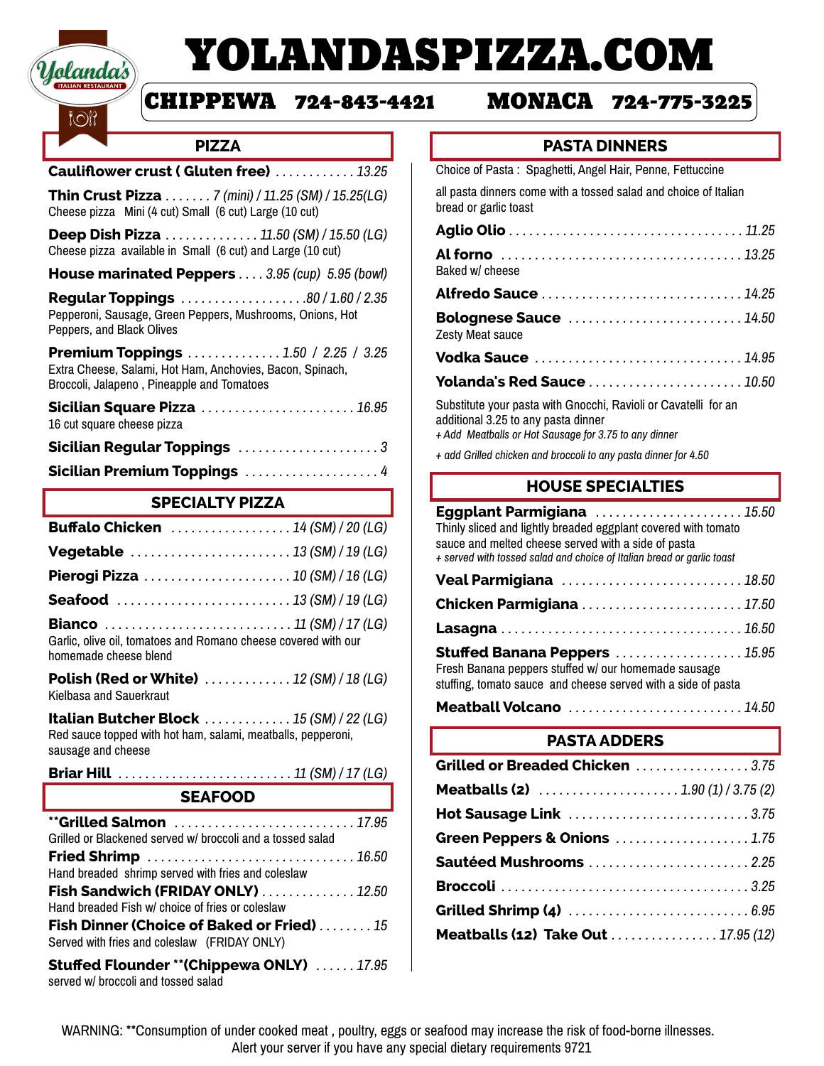# YOLANDASPIZZA.COM

**CHIPPEWA 724-843-4421** **MONACA 724-775-3225**

## PIZZA

**Cauliflower crust ( Gluten free)** ............ 13.25

**Thin Crust Pizza** ....... *7 (mini) / 11.25 (SM) / 15.25(LG)*
Cheese pizza Mini (4 cut) Small (6 cut) Large (10 cut)

**Deep Dish Pizza** .............. *11.50 (SM) / 15.50 (LG)*
Cheese pizza available in Small (6 cut) and Large (10 cut)

**House marinated Peppers** .... *3.95 (cup) 5.95 (bowl)*

**Regular Toppings** .................. *.80 / 1.60 / 2.35*
Pepperoni, Sausage, Green Peppers, Mushrooms, Onions, Hot Peppers, and Black Olives

**Premium Toppings** .............. *1.50 / 2.25 / 3.25*
Extra Cheese, Salami, Hot Ham, Anchovies, Bacon, Spinach, Broccoli, Jalapeno , Pineapple and Tomatoes

**Sicilian Square Pizza** ....................... *16.95*
16 cut square cheese pizza

**Sicilian Regular Toppings** ..................... *3*

**Sicilian Premium Toppings** .................... *4*

## SPECIALTY PIZZA

**Buffalo Chicken** .................. *14 (SM) / 20 (LG)*

**Vegetable** ........................ *13 (SM) / 19 (LG)*

**Pierogi Pizza** ...................... *10 (SM) / 16 (LG)*

**Seafood** .......................... *13 (SM) / 19 (LG)*

**Bianco** ............................ *11 (SM) / 17 (LG)*
Garlic, olive oil, tomatoes and Romano cheese covered with our homemade cheese blend

**Polish (Red or White)** ............. *12 (SM) / 18 (LG)*
Kielbasa and Sauerkraut

**Italian Butcher Block** ............. *15 (SM) / 22 (LG)*
Red sauce topped with hot ham, salami, meatballs, pepperoni, sausage and cheese

**Briar Hill** .......................... *11 (SM) / 17 (LG)*

## SEAFOOD

****Grilled Salmon** ........................... *17.95*
Grilled or Blackened served w/ broccoli and a tossed salad

**Fried Shrimp** ............................... *16.50*
Hand breaded shrimp served with fries and coleslaw

**Fish Sandwich (FRIDAY ONLY)** .............. *12.50*
Hand breaded Fish w/ choice of fries or coleslaw

**Fish Dinner (Choice of Baked or Fried)** ........ *15*
Served with fries and coleslaw (FRIDAY ONLY)

**Stuffed Flounder **(Chippewa ONLY)** ...... *17.95*
served w/ broccoli and tossed salad

## PASTA DINNERS

Choice of Pasta : Spaghetti, Angel Hair, Penne, Fettuccine

all pasta dinners come with a tossed salad and choice of Italian bread or garlic toast

**Aglio Olio** .................................. *11.25*

**Al forno** ................................... *13.25*
Baked w/ cheese

**Alfredo Sauce** .............................. *14.25*

**Bolognese Sauce** .......................... *14.50*
Zesty Meat sauce

**Vodka Sauce** ............................... *14.95*

**Yolanda's Red Sauce** ....................... *10.50*

Substitute your pasta with Gnocchi, Ravioli or Cavatelli for an additional 3.25 to any pasta dinner
*+ Add Meatballs or Hot Sausage for 3.75 to any dinner*

*+ add Grilled chicken and broccoli to any pasta dinner for 4.50*

## HOUSE SPECIALTIES

**Eggplant Parmigiana** ..................... *15.50*
Thinly sliced and lightly breaded eggplant covered with tomato sauce and melted cheese served with a side of pasta
*+ served with tossed salad and choice of Italian bread or garlic toast*

**Veal Parmigiana** .......................... *18.50*

**Chicken Parmigiana** ........................ *17.50*

**Lasagna** ................................... *16.50*

**Stuffed Banana Peppers** ................... *15.95*
Fresh Banana peppers stuffed w/ our homemade sausage stuffing, tomato sauce and cheese served with a side of pasta

**Meatball Volcano** .......................... *14.50*

## PASTA ADDERS

**Grilled or Breaded Chicken** ................. *3.75*

**Meatballs (2)** ..................... *1.90 (1) / 3.75 (2)*

**Hot Sausage Link** ........................... *3.75*

**Green Peppers & Onions** .................... *1.75*

**Sautéed Mushrooms** ........................ *2.25*

**Broccoli** .................................... *3.25*

**Grilled Shrimp (4)** .......................... *6.95*

**Meatballs (12) Take Out** ................ *17.95 (12)*

WARNING: **Consumption of under cooked meat , poultry, eggs or seafood may increase the risk of food-borne illnesses.
Alert your server if you have any special dietary requirements 9721